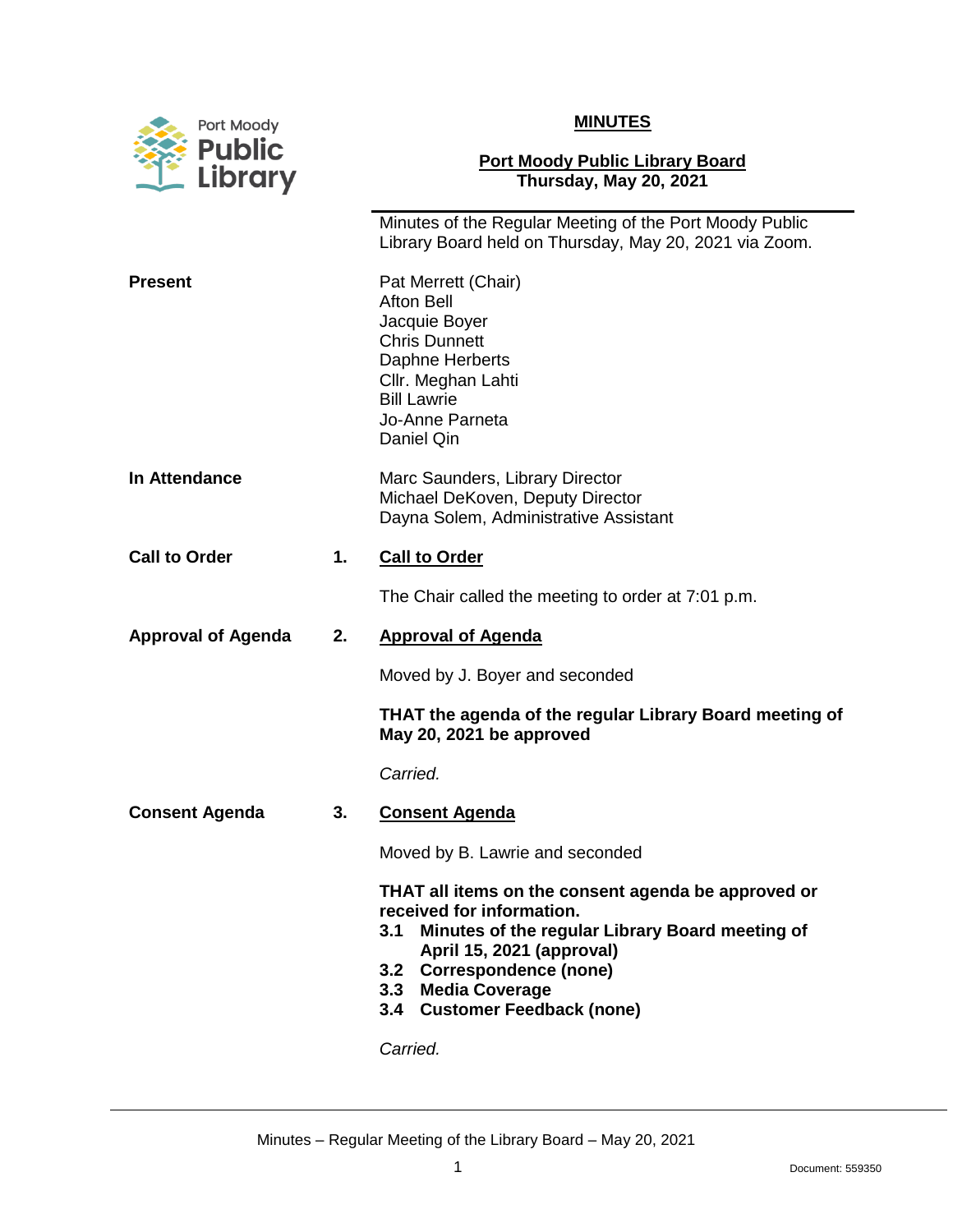Port Moody Public Library

**MINUTES**

**Port Moody Public Library Board**
**Thursday, May 20, 2021**

Minutes of the Regular Meeting of the Port Moody Public Library Board held on Thursday, May 20, 2021 via Zoom.

**Present**

Pat Merrett (Chair)
Afton Bell
Jacquie Boyer
Chris Dunnett
Daphne Herberts
Cllr. Meghan Lahti
Bill Lawrie
Jo-Anne Parneta
Daniel Qin

**In Attendance**

Marc Saunders, Library Director
Michael DeKoven, Deputy Director
Dayna Solem, Administrative Assistant

**Call to Order**

**1. Call to Order**

The Chair called the meeting to order at 7:01 p.m.

**Approval of Agenda**

**2. Approval of Agenda**

Moved by J. Boyer and seconded

**THAT the agenda of the regular Library Board meeting of May 20, 2021 be approved**

*Carried.*

**Consent Agenda**

**3. Consent Agenda**

Moved by B. Lawrie and seconded

**THAT all items on the consent agenda be approved or received for information.**
**3.1 Minutes of the regular Library Board meeting of April 15, 2021 (approval)**
**3.2 Correspondence (none)**
**3.3 Media Coverage**
**3.4 Customer Feedback (none)**

*Carried.*

Minutes – Regular Meeting of the Library Board – May 20, 2021

Document: 559350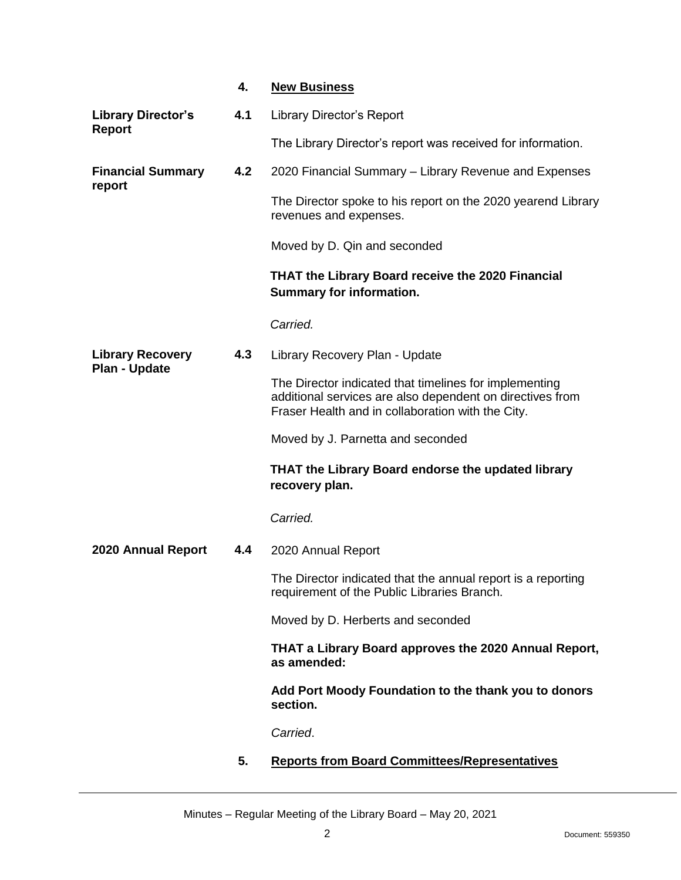## 4. New Business

**Library Director's Report**

**4.1** Library Director's Report

The Library Director's report was received for information.

**Financial Summary report**

**4.2** 2020 Financial Summary – Library Revenue and Expenses

The Director spoke to his report on the 2020 yearend Library revenues and expenses.

Moved by D. Qin and seconded

**THAT the Library Board receive the 2020 Financial Summary for information.**

*Carried.*

**Library Recovery Plan - Update**

**4.3** Library Recovery Plan - Update

The Director indicated that timelines for implementing additional services are also dependent on directives from Fraser Health and in collaboration with the City.

Moved by J. Parnetta and seconded

**THAT the Library Board endorse the updated library recovery plan.**

*Carried.*

**2020 Annual Report**

**4.4** 2020 Annual Report

The Director indicated that the annual report is a reporting requirement of the Public Libraries Branch.

Moved by D. Herberts and seconded

**THAT a Library Board approves the 2020 Annual Report, as amended:**

**Add Port Moody Foundation to the thank you to donors section.**

*Carried*.

## 5. Reports from Board Committees/Representatives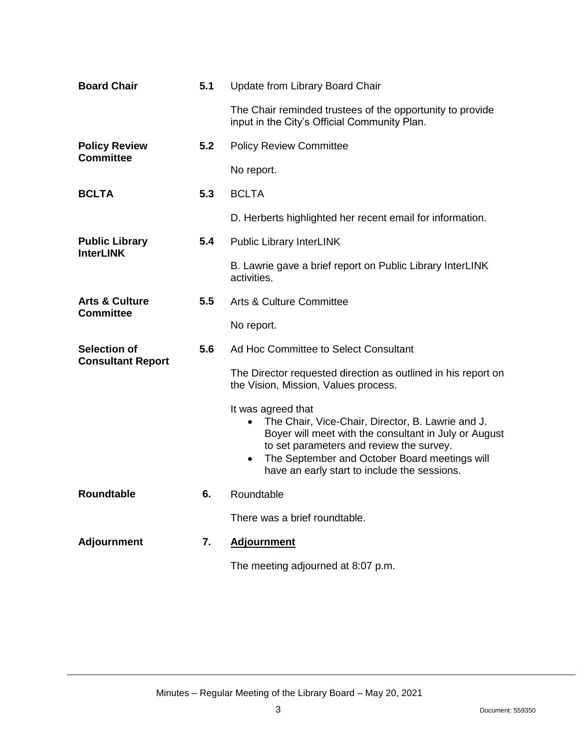**Board Chair** **5.1** Update from Library Board Chair

The Chair reminded trustees of the opportunity to provide input in the City's Official Community Plan.

**Policy Review Committee** **5.2** Policy Review Committee

No report.

**BCLTA** **5.3** BCLTA

D. Herberts highlighted her recent email for information.

**Public Library InterLINK** **5.4** Public Library InterLINK

B. Lawrie gave a brief report on Public Library InterLINK activities.

**Arts & Culture Committee** **5.5** Arts & Culture Committee

No report.

**Selection of Consultant Report** **5.6** Ad Hoc Committee to Select Consultant

The Director requested direction as outlined in his report on the Vision, Mission, Values process.

It was agreed that

- The Chair, Vice-Chair, Director, B. Lawrie and J. Boyer will meet with the consultant in July or August to set parameters and review the survey.
- The September and October Board meetings will have an early start to include the sessions.

**Roundtable** **6.** Roundtable

There was a brief roundtable.

**Adjournment** **7.** **Adjournment**

The meeting adjourned at 8:07 p.m.

Minutes – Regular Meeting of the Library Board – May 20, 2021

Document: 559350